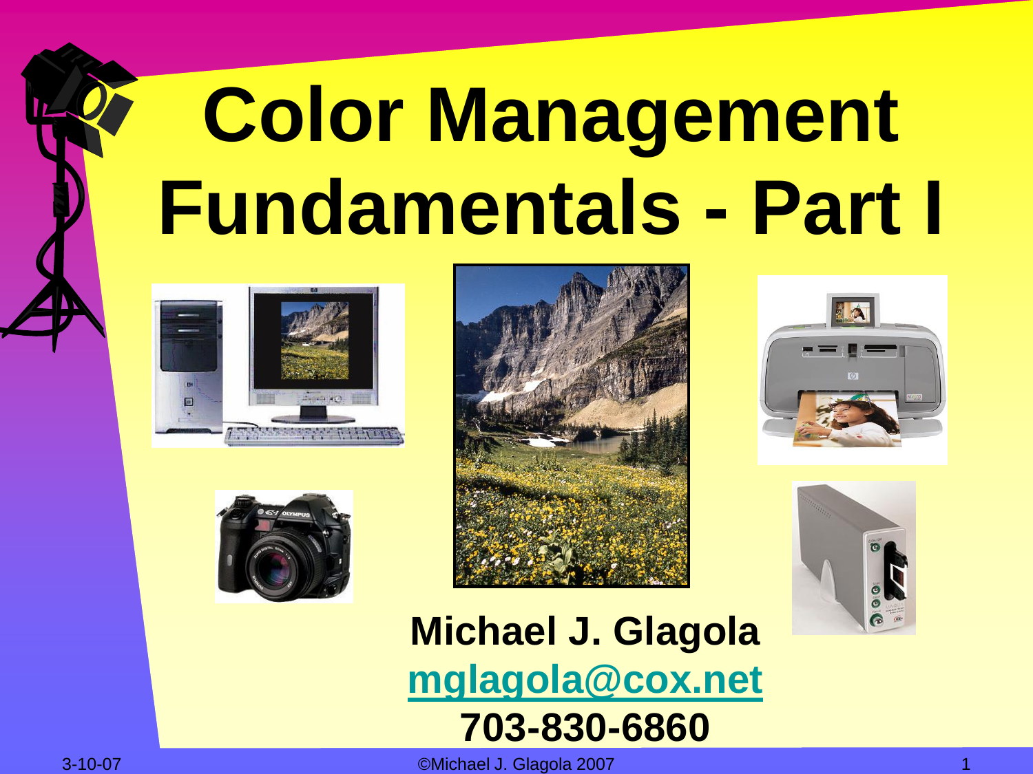# Color Management Fundamentals - Part I

**Michael J. Glagola**

**mglagola@cox.net**

**703-830-6860**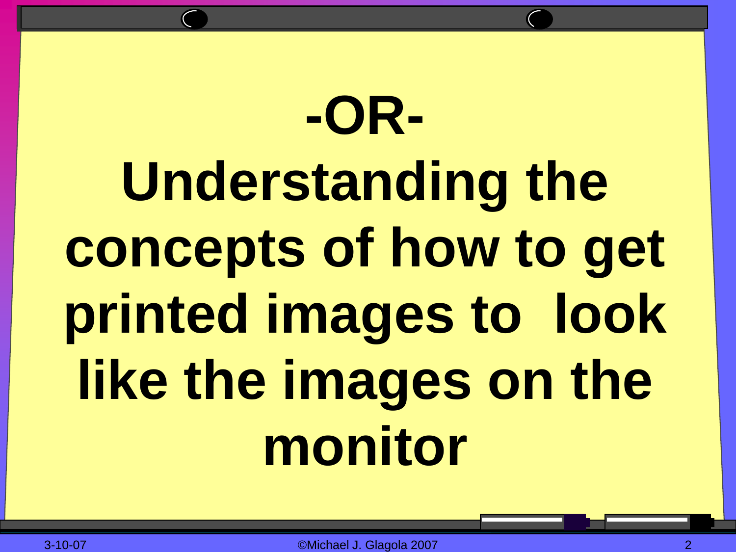# -OR-

# Understanding the concepts of how to get printed images to look like the images on the monitor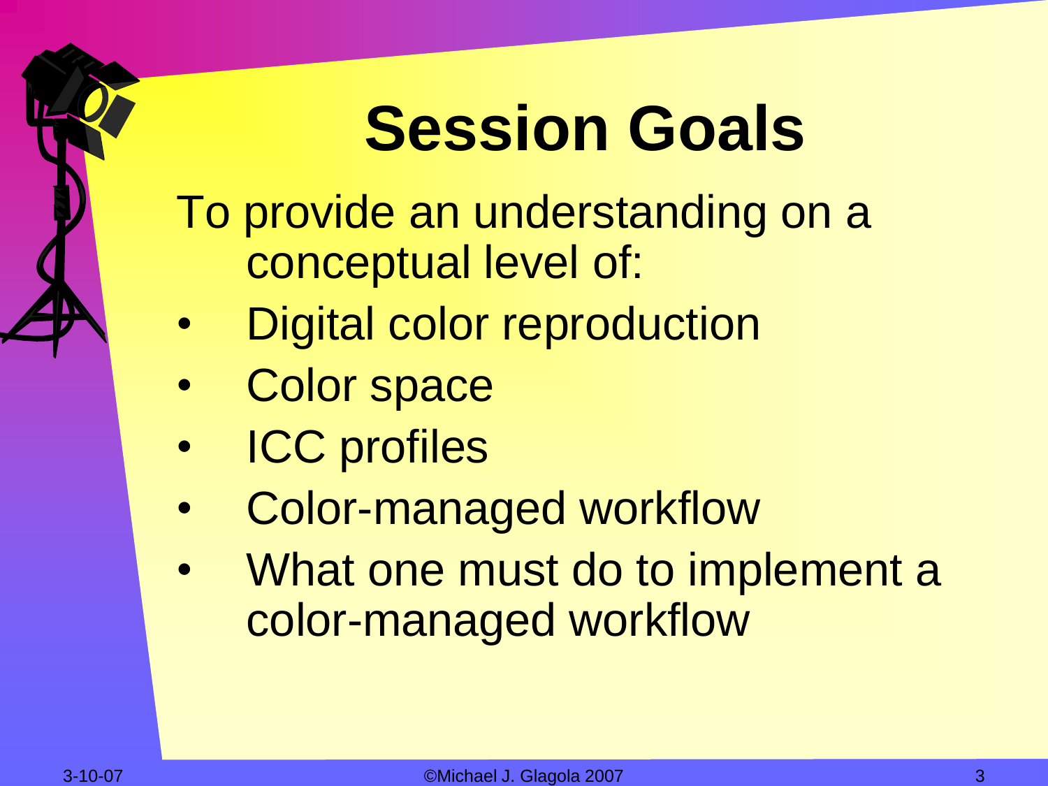# Session Goals

To provide an understanding on a conceptual level of:

- Digital color reproduction
- Color space
- ICC profiles
- Color-managed workflow
- What one must do to implement a color-managed workflow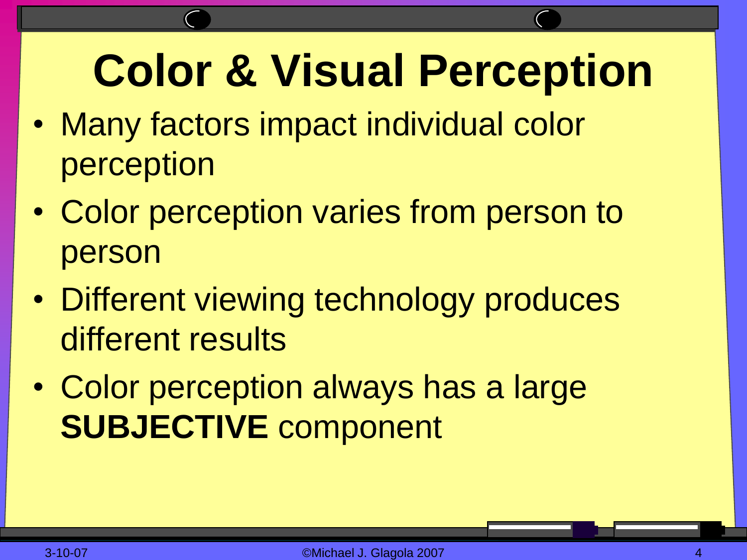# Color & Visual Perception

- Many factors impact individual color perception
- Color perception varies from person to person
- Different viewing technology produces different results
- Color perception always has a large **SUBJECTIVE** component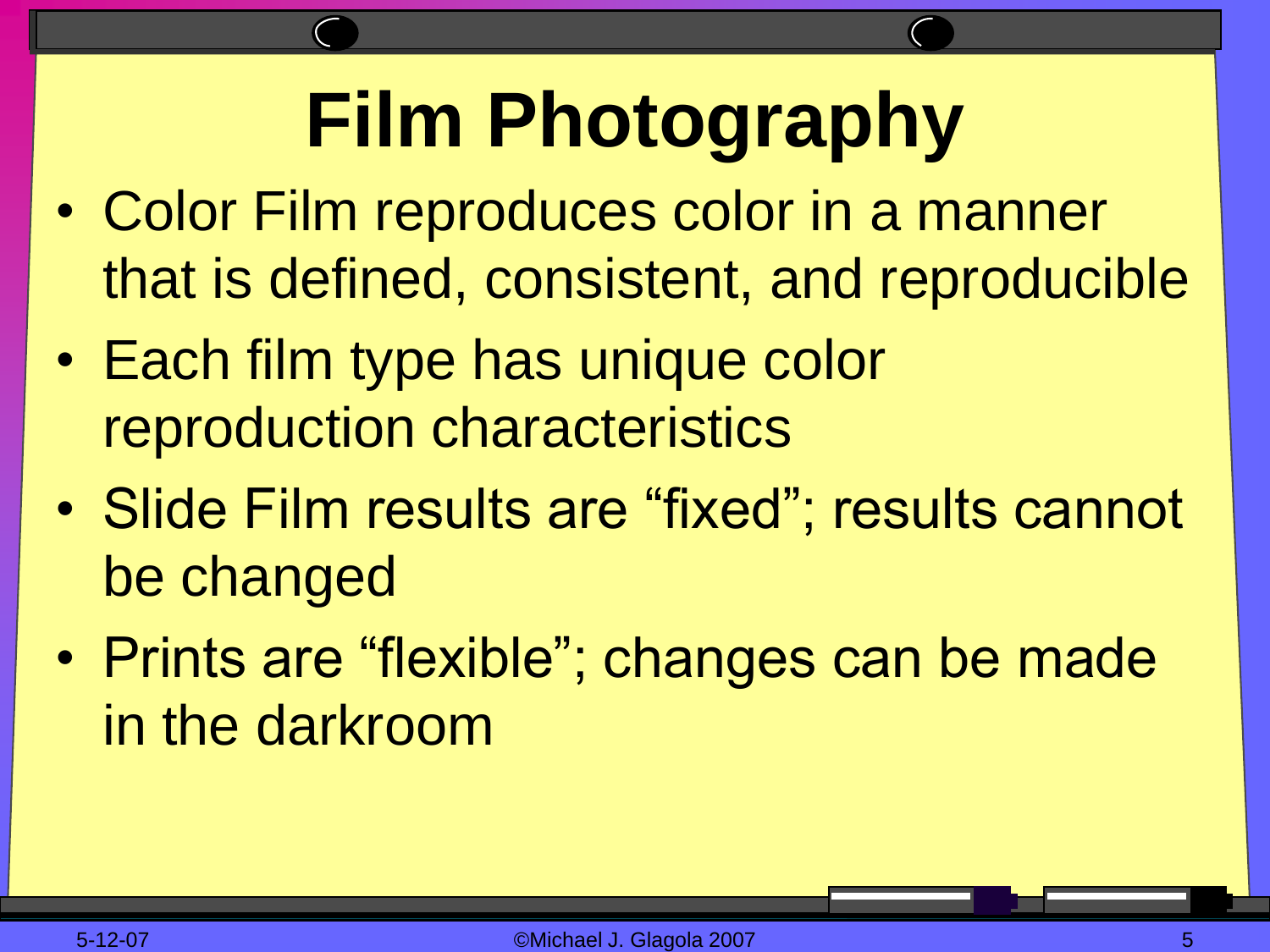# Film Photography

- Color Film reproduces color in a manner that is defined, consistent, and reproducible
- Each film type has unique color reproduction characteristics
- Slide Film results are “fixed”; results cannot be changed
- Prints are “flexible”; changes can be made in the darkroom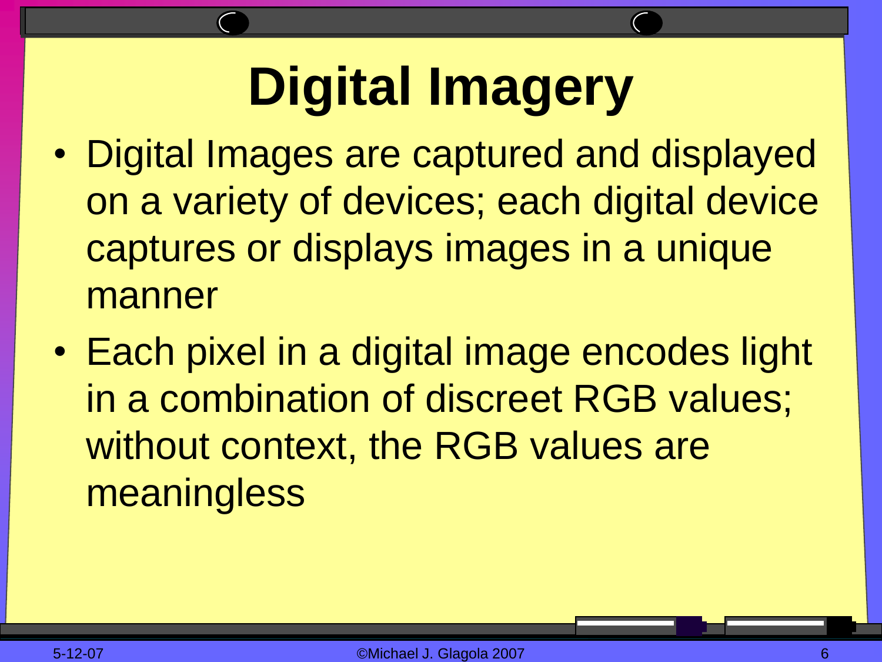# Digital Imagery

- Digital Images are captured and displayed on a variety of devices; each digital device captures or displays images in a unique manner
- Each pixel in a digital image encodes light in a combination of discreet RGB values; without context, the RGB values are meaningless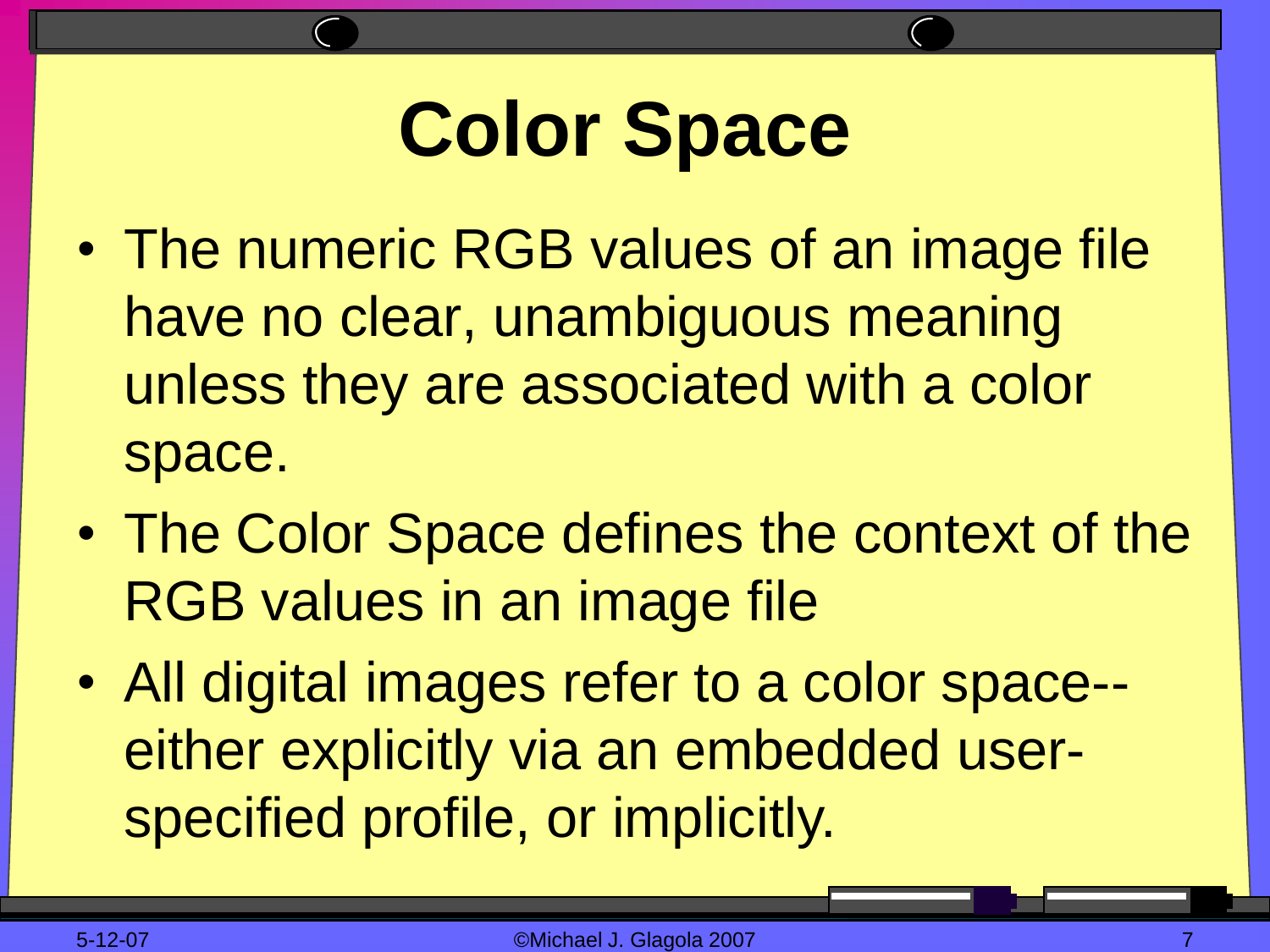# Color Space

- The numeric RGB values of an image file have no clear, unambiguous meaning unless they are associated with a color space.
- The Color Space defines the context of the RGB values in an image file
- All digital images refer to a color space--either explicitly via an embedded user-specified profile, or implicitly.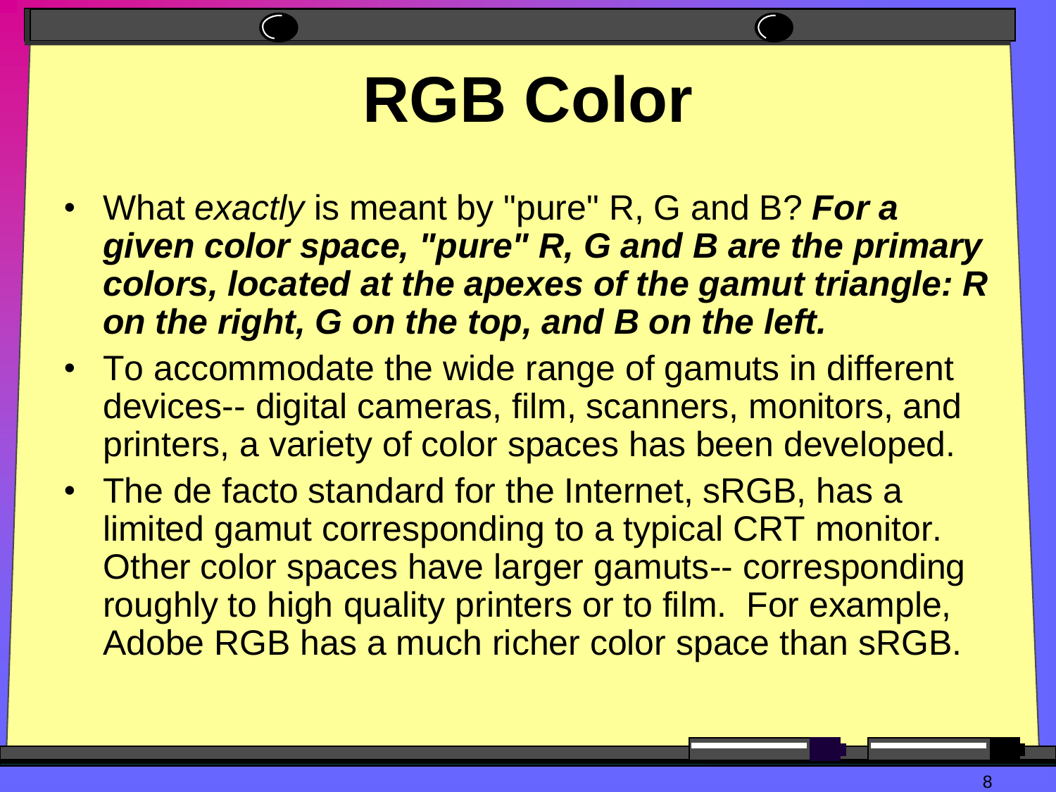# RGB Color

- What *exactly* is meant by "pure" R, G and B? ***For a given color space, "pure" R, G and B are the primary colors, located at the apexes of the gamut triangle: R on the right, G on the top, and B on the left.***
- To accommodate the wide range of gamuts in different devices-- digital cameras, film, scanners, monitors, and printers, a variety of color spaces has been developed.
- The de facto standard for the Internet, sRGB, has a limited gamut corresponding to a typical CRT monitor. Other color spaces have larger gamuts-- corresponding roughly to high quality printers or to film. For example, Adobe RGB has a much richer color space than sRGB.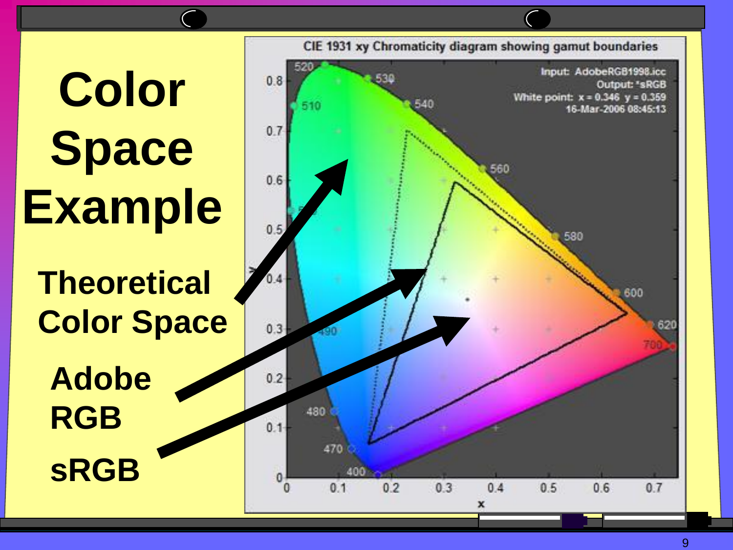# Color Space Example

**Theoretical Color Space**

**Adobe RGB**

**sRGB**

CIE 1931 xy Chromaticity diagram showing gamut boundaries

Input: AdobeRGB1998.icc
Output: *sRGB
White point: x = 0.346 y = 0.359
16-Mar-2006 08:45:13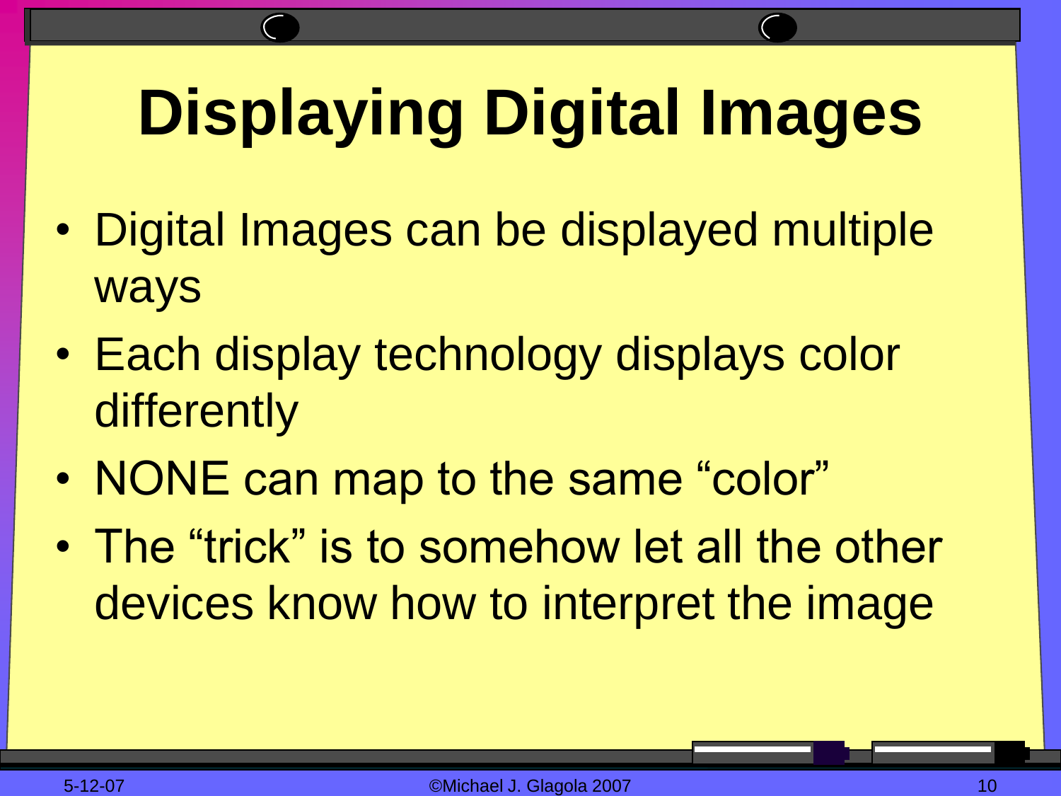# Displaying Digital Images

- Digital Images can be displayed multiple ways
- Each display technology displays color differently
- NONE can map to the same "color"
- The "trick" is to somehow let all the other devices know how to interpret the image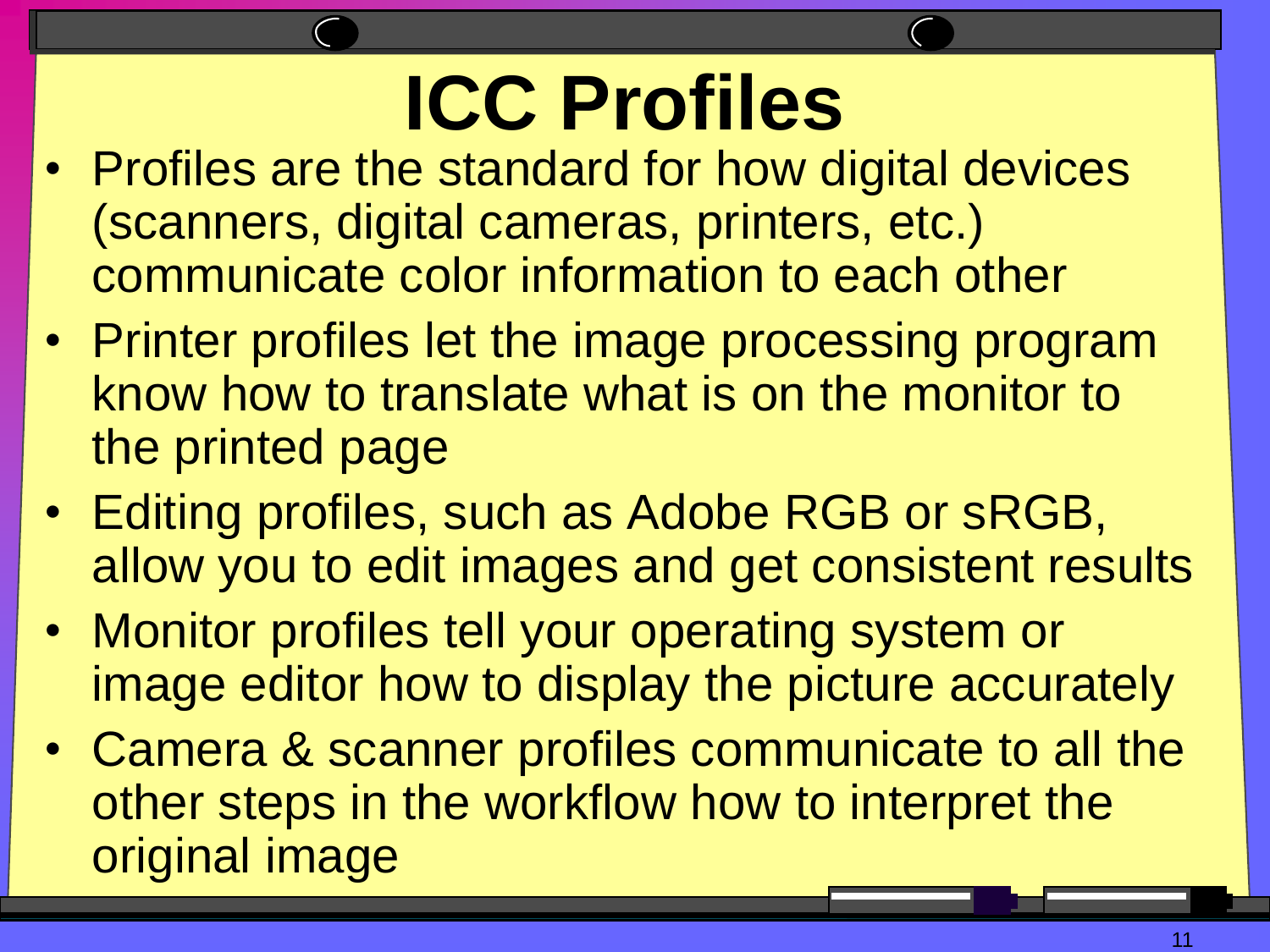# ICC Profiles

- Profiles are the standard for how digital devices (scanners, digital cameras, printers, etc.) communicate color information to each other
- Printer profiles let the image processing program know how to translate what is on the monitor to the printed page
- Editing profiles, such as Adobe RGB or sRGB, allow you to edit images and get consistent results
- Monitor profiles tell your operating system or image editor how to display the picture accurately
- Camera & scanner profiles communicate to all the other steps in the workflow how to interpret the original image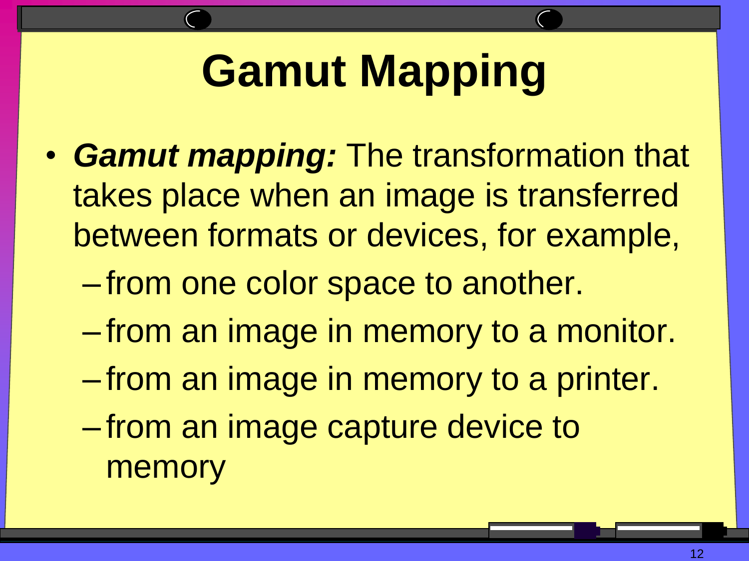# Gamut Mapping

- ***Gamut mapping:*** The transformation that takes place when an image is transferred between formats or devices, for example,
  - from one color space to another.
  - from an image in memory to a monitor.
  - from an image in memory to a printer.
  - from an image capture device to memory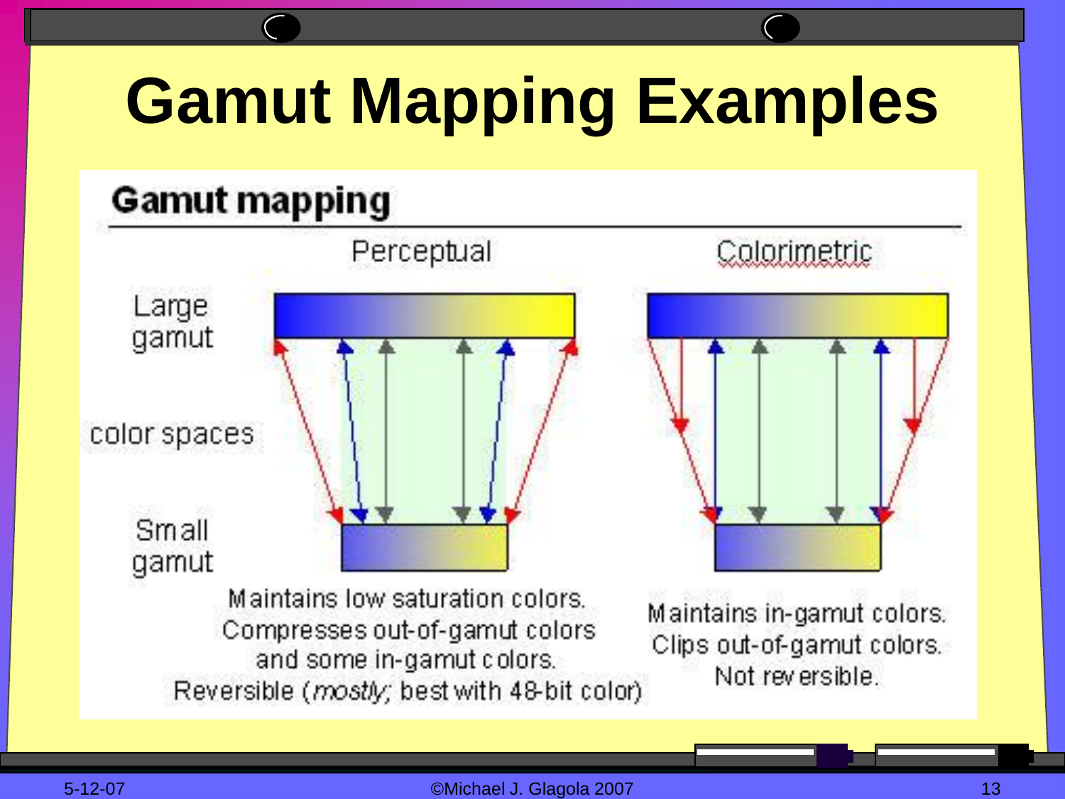# Gamut Mapping Examples

## Gamut mapping

| | Perceptual | Colorimetric |
|---|---|---|
| Large gamut / color spaces / Small gamut | Maintains low saturation colors. Compresses out-of-gamut colors and some in-gamut colors. Reversible (*mostly*; best with 48-bit color) | Maintains in-gamut colors. Clips out-of-gamut colors. Not reversible. |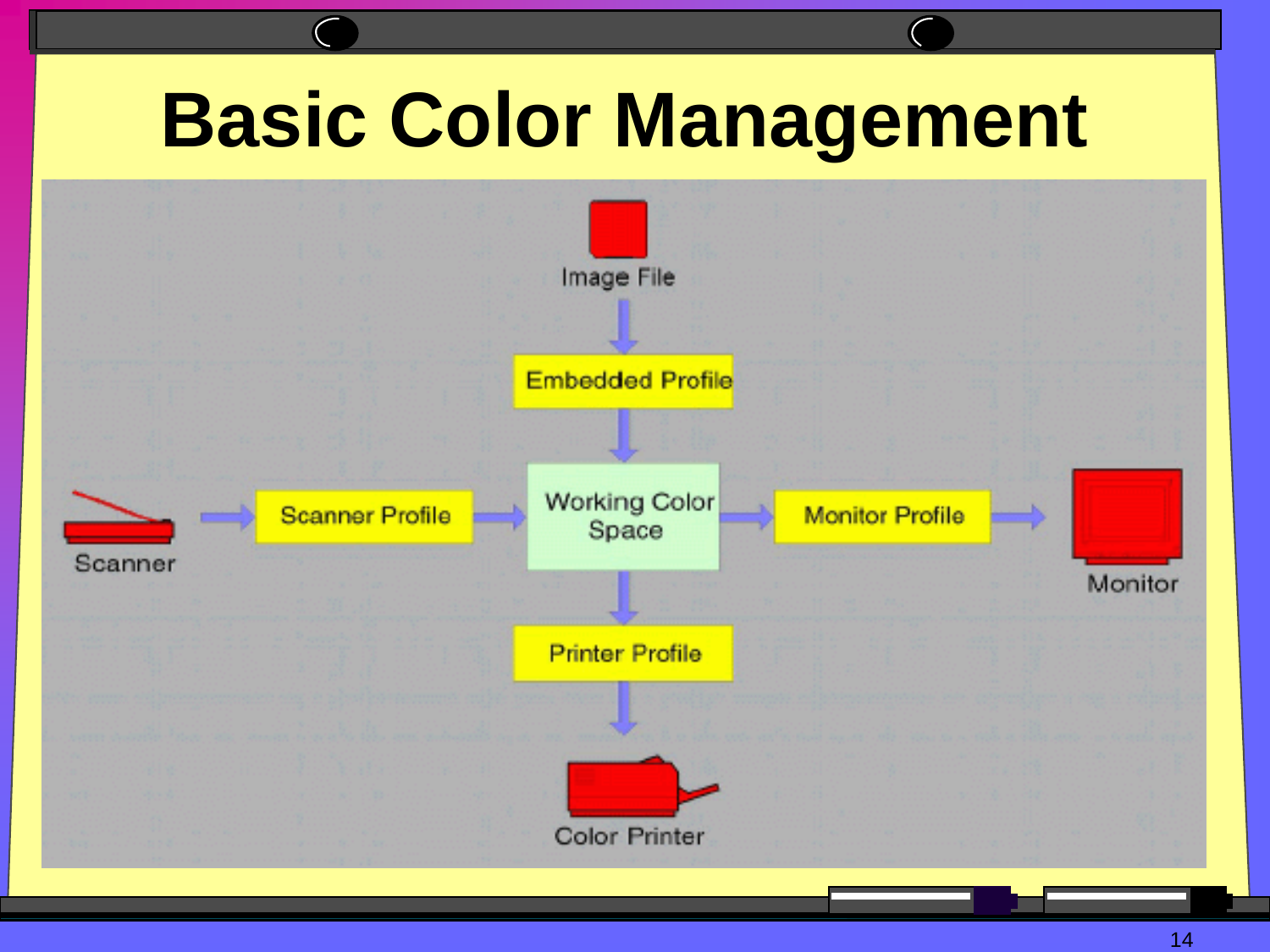# Basic Color Management

Image File

Embedded Profile

Scanner

Scanner Profile

Working Color Space

Monitor Profile

Monitor

Printer Profile

Color Printer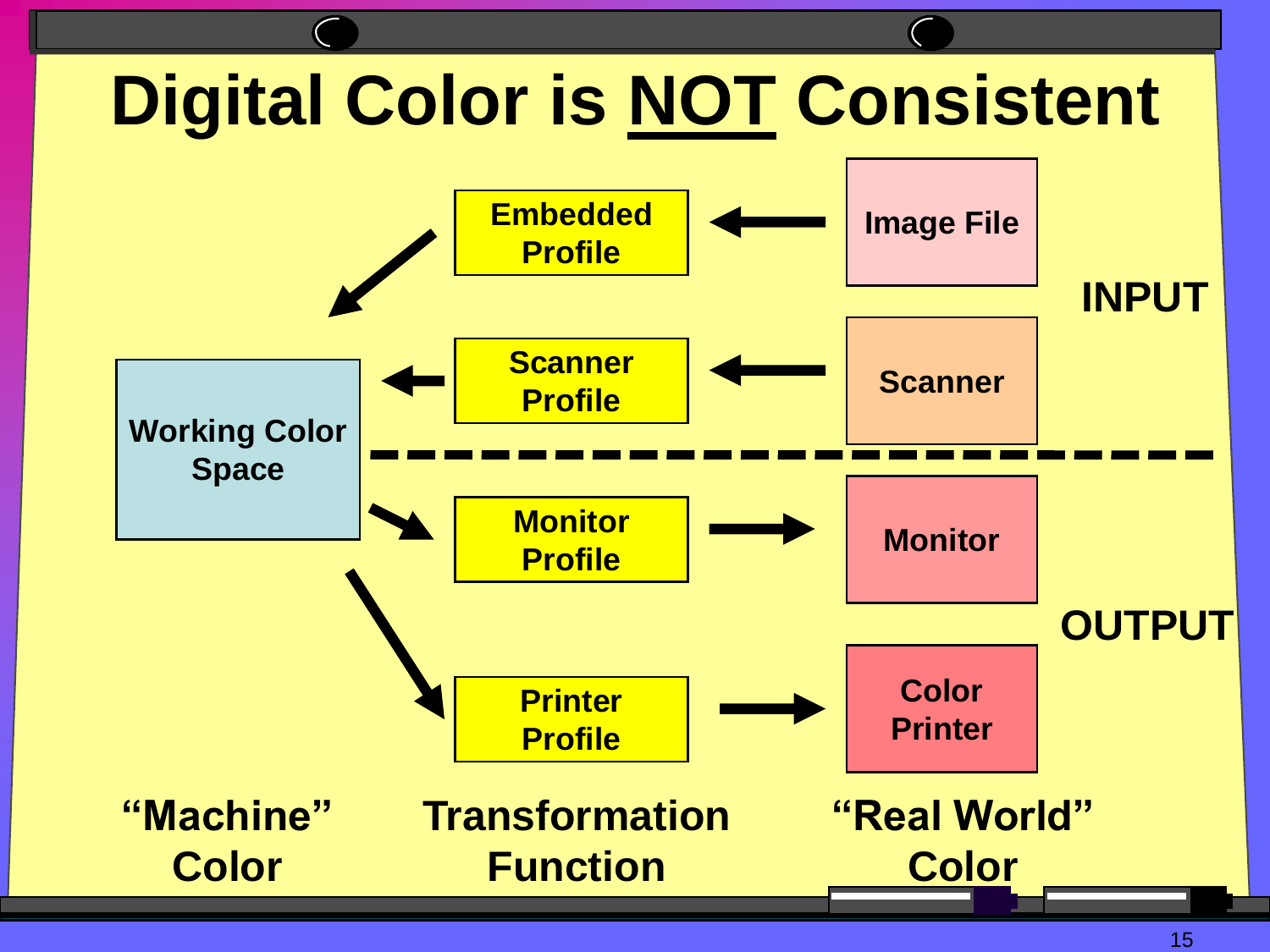# Digital Color is NOT Consistent

Embedded Profile ← Image File

Scanner Profile ← Scanner

**INPUT**

Working Color Space

Monitor Profile → Monitor

Printer Profile → Color Printer

**OUTPUT**

**"Machine" Color** | **Transformation Function** | **"Real World" Color**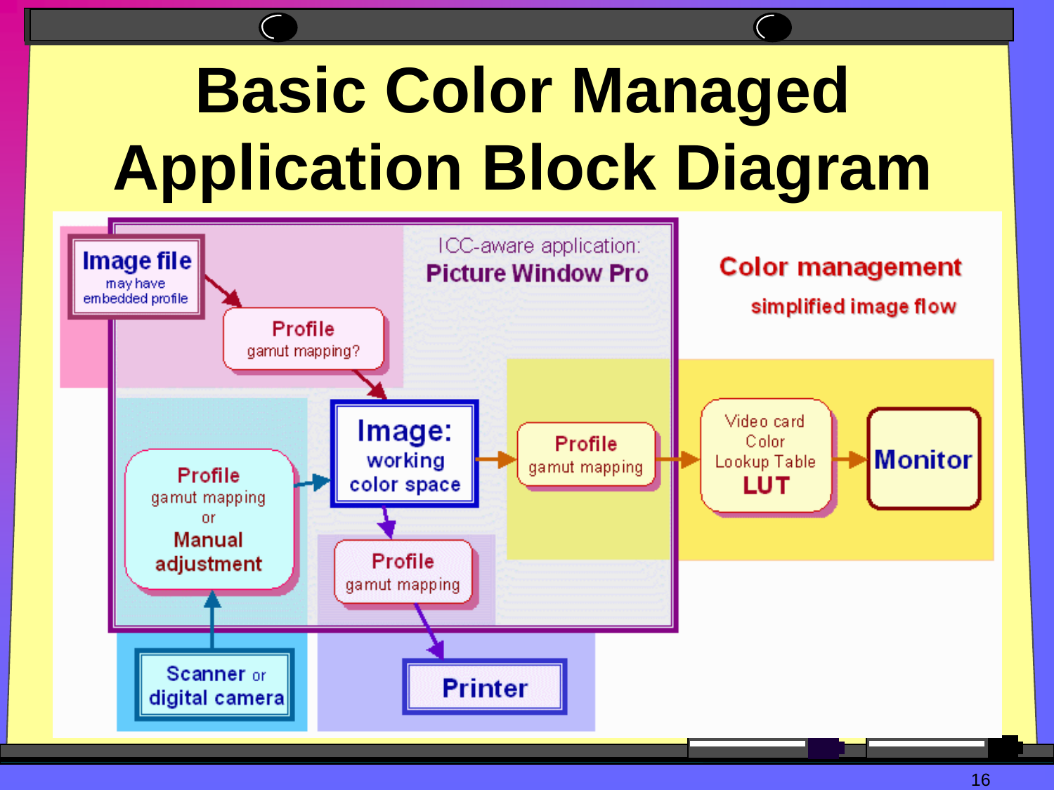# Basic Color Managed Application Block Diagram

ICC-aware application: **Picture Window Pro**

**Color management**

**simplified image flow**

- **Image file** — may have embedded profile
- **Profile** — gamut mapping?
- **Image:** working color space
- **Profile** — gamut mapping or **Manual adjustment**
- **Scanner** or **digital camera**
- **Profile** — gamut mapping
- **Printer**
- **Profile** — gamut mapping
- Video card Color Lookup Table **LUT**
- **Monitor**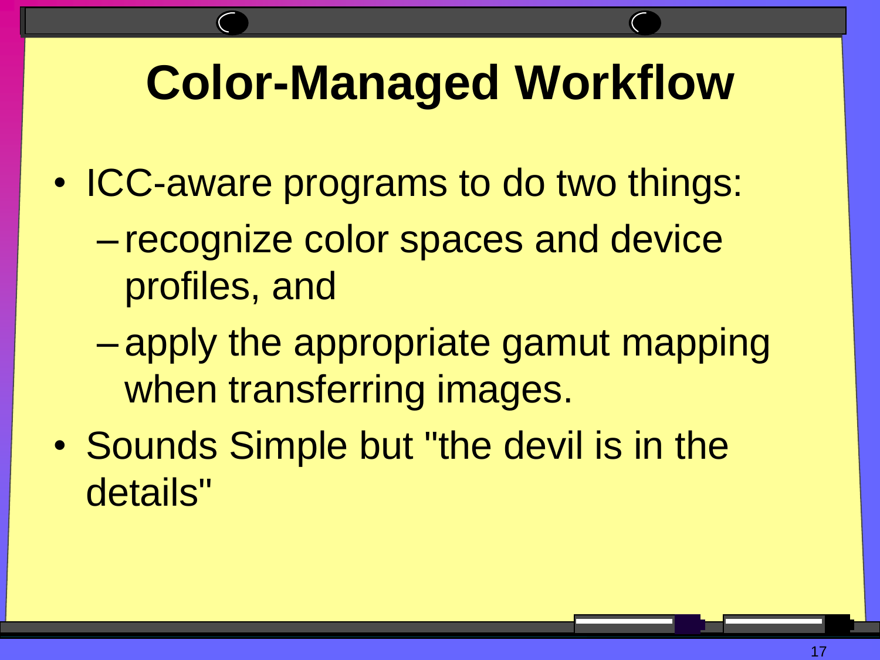# Color-Managed Workflow

- ICC-aware programs to do two things:
  - recognize color spaces and device profiles, and
  - apply the appropriate gamut mapping when transferring images.
- Sounds Simple but "the devil is in the details"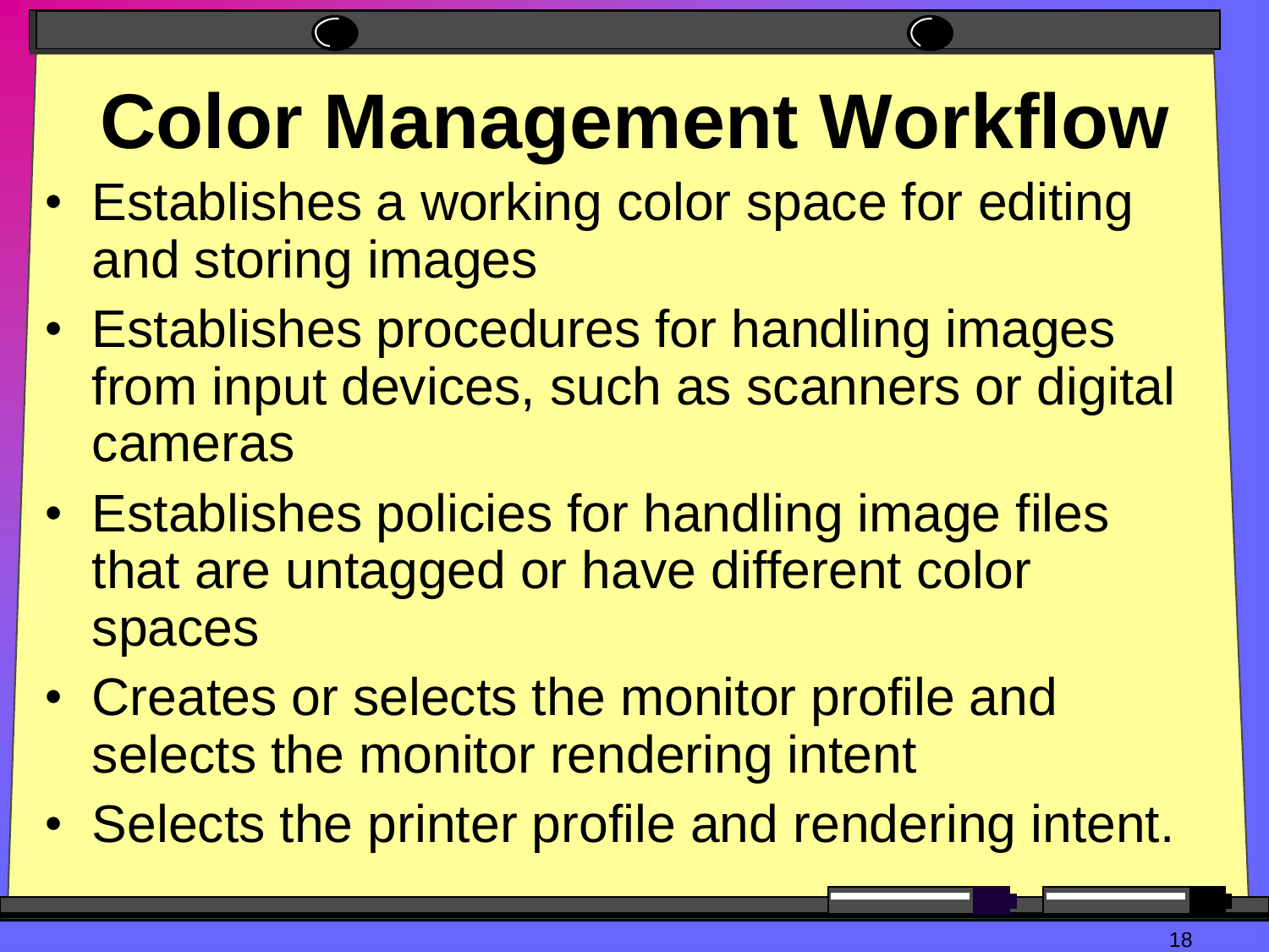# Color Management Workflow

- Establishes a working color space for editing and storing images
- Establishes procedures for handling images from input devices, such as scanners or digital cameras
- Establishes policies for handling image files that are untagged or have different color spaces
- Creates or selects the monitor profile and selects the monitor rendering intent
- Selects the printer profile and rendering intent.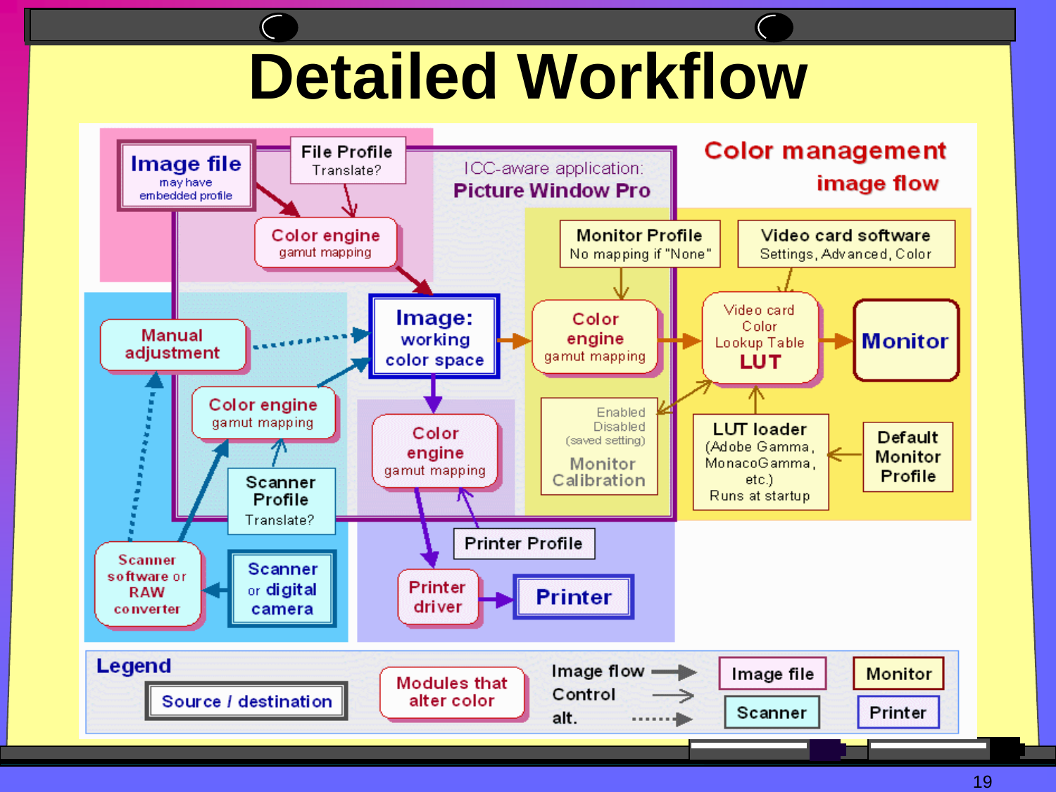# Detailed Workflow

## Color management image flow

ICC-aware application: **Picture Window Pro**

- **Image file** — may have embedded profile
- **File Profile** — Translate?
- **Color engine** — gamut mapping
- **Image: working color space**
- **Manual adjustment**
- **Color engine** — gamut mapping
- **Scanner Profile** — Translate?
- **Scanner software or RAW converter**
- **Scanner or digital camera**
- **Color engine** — gamut mapping
- **Printer Profile**
- **Printer driver**
- **Printer**
- **Monitor Profile** — No mapping if "None"
- **Video card software** — Settings, Advanced, Color
- **Color engine** — gamut mapping
- **Video card Color Lookup Table LUT**
- **Monitor**
- **Monitor Calibration** — Enabled / Disabled (saved setting)
- **LUT loader** (Adobe Gamma, MonacoGamma, etc.) Runs at startup
- **Default Monitor Profile**

**Legend**

- Source / destination
- Modules that alter color
- Image flow →
- Control →
- alt. ⋯→
- Image file
- Monitor
- Scanner
- Printer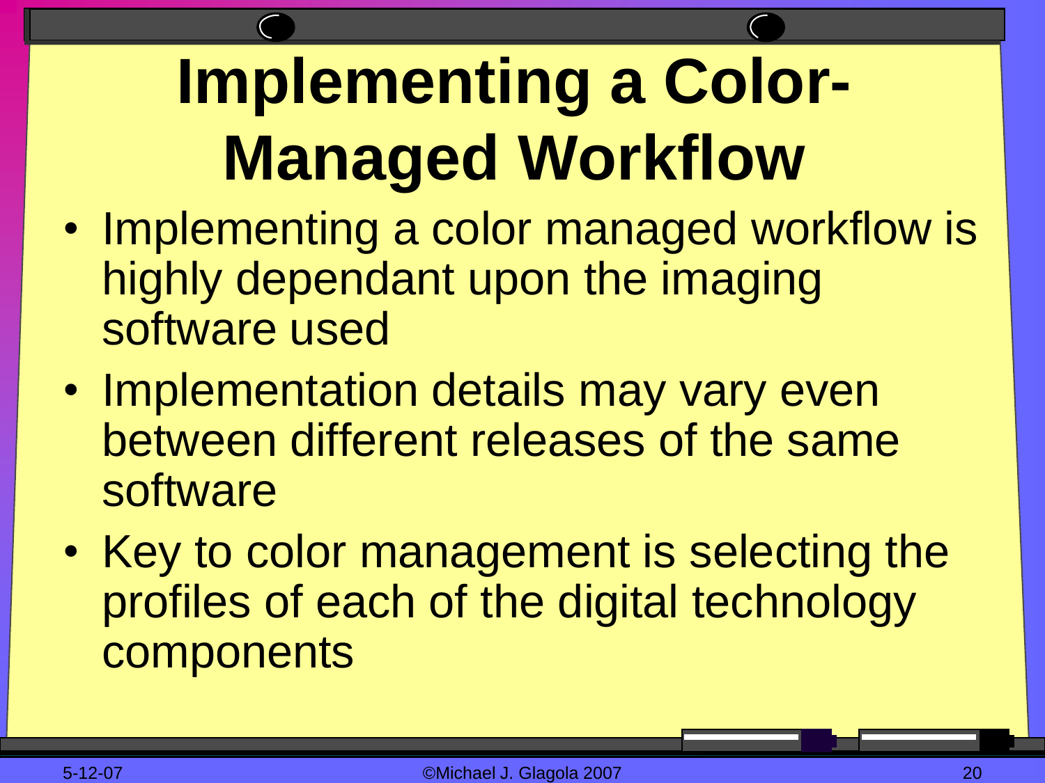# Implementing a Color-Managed Workflow

- Implementing a color managed workflow is highly dependant upon the imaging software used
- Implementation details may vary even between different releases of the same software
- Key to color management is selecting the profiles of each of the digital technology components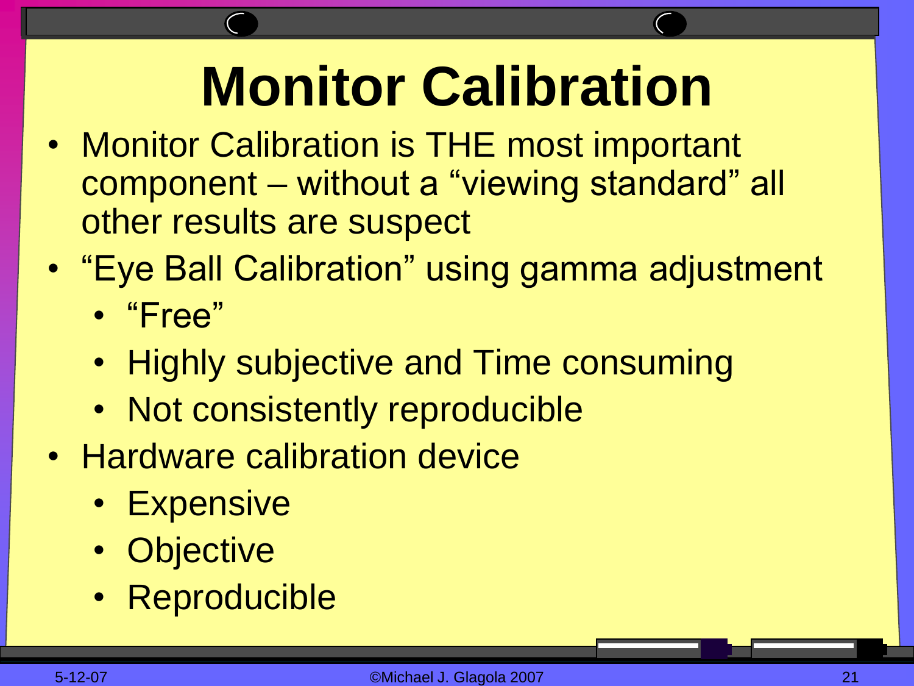# Monitor Calibration

- Monitor Calibration is THE most important component – without a “viewing standard” all other results are suspect
- “Eye Ball Calibration” using gamma adjustment
  - “Free”
  - Highly subjective and Time consuming
  - Not consistently reproducible
- Hardware calibration device
  - Expensive
  - Objective
  - Reproducible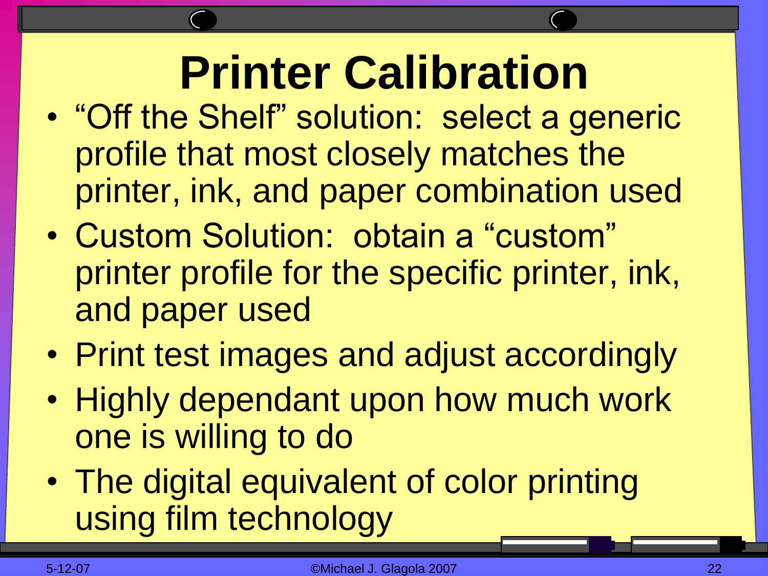# Printer Calibration

- "Off the Shelf" solution: select a generic profile that most closely matches the printer, ink, and paper combination used
- Custom Solution: obtain a "custom" printer profile for the specific printer, ink, and paper used
- Print test images and adjust accordingly
- Highly dependant upon how much work one is willing to do
- The digital equivalent of color printing using film technology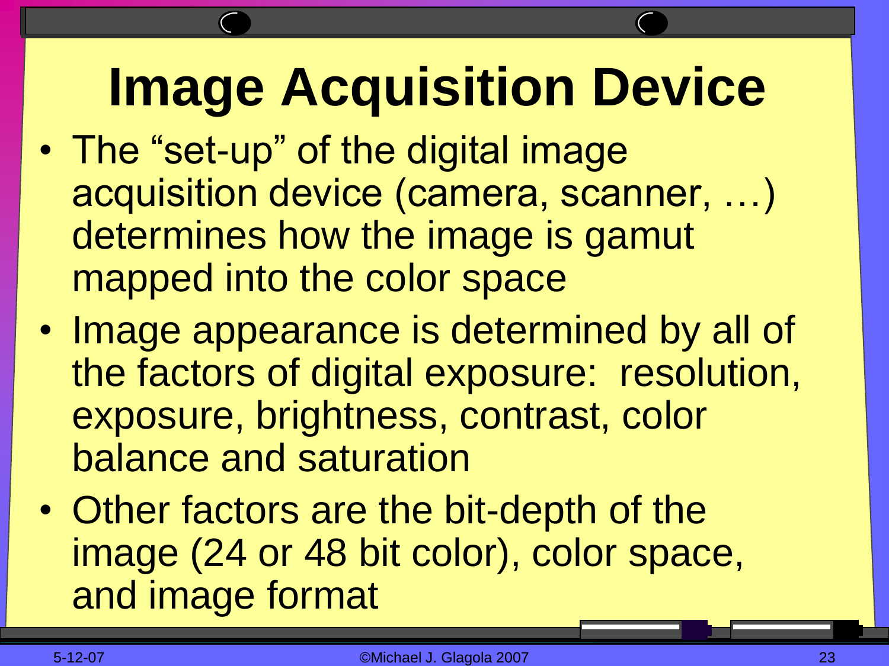# Image Acquisition Device

- The "set-up" of the digital image acquisition device (camera, scanner, …) determines how the image is gamut mapped into the color space
- Image appearance is determined by all of the factors of digital exposure: resolution, exposure, brightness, contrast, color balance and saturation
- Other factors are the bit-depth of the image (24 or 48 bit color), color space, and image format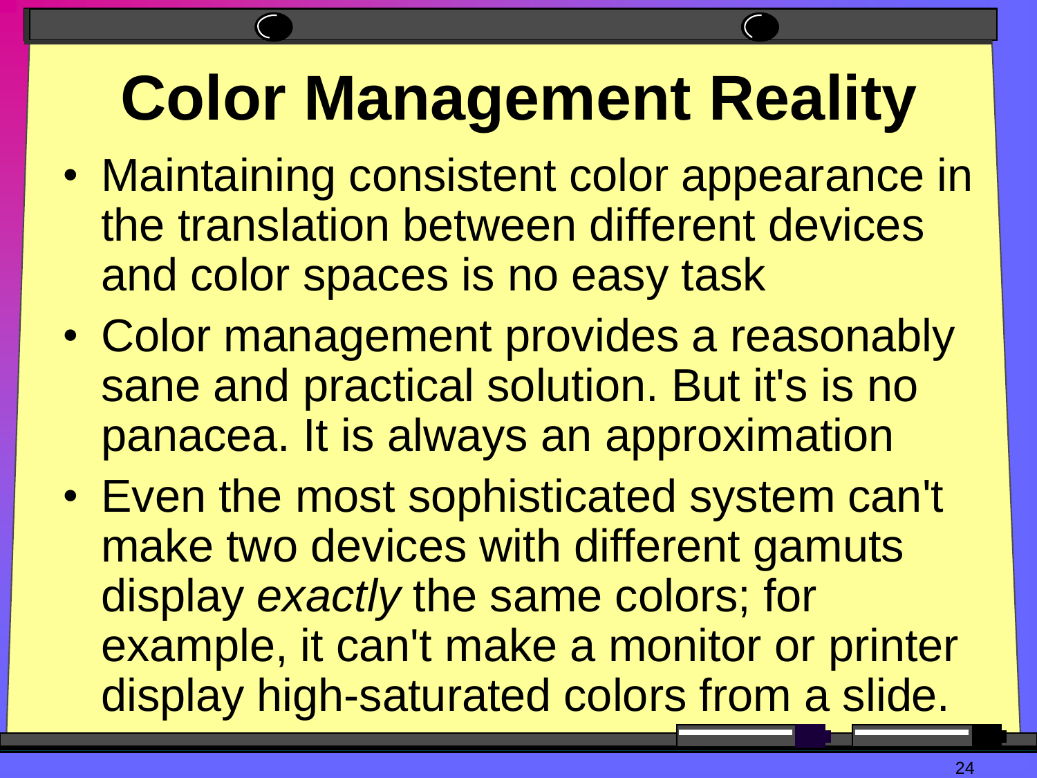# Color Management Reality

- Maintaining consistent color appearance in the translation between different devices and color spaces is no easy task
- Color management provides a reasonably sane and practical solution. But it's is no panacea. It is always an approximation
- Even the most sophisticated system can't make two devices with different gamuts display *exactly* the same colors; for example, it can't make a monitor or printer display high-saturated colors from a slide.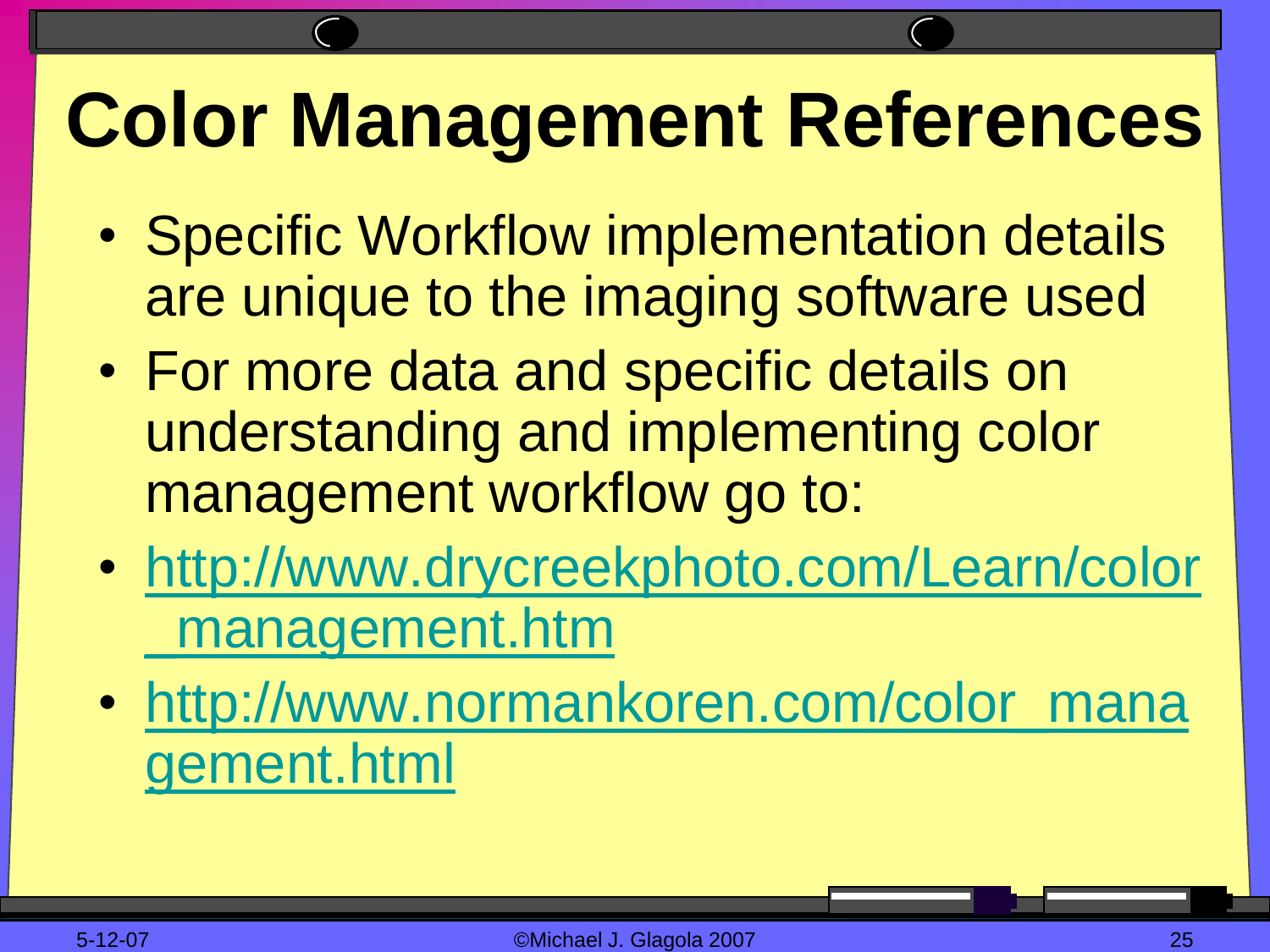# Color Management References

- Specific Workflow implementation details are unique to the imaging software used
- For more data and specific details on understanding and implementing color management workflow go to:
- http://www.drycreekphoto.com/Learn/color_management.htm
- http://www.normankoren.com/color_management.html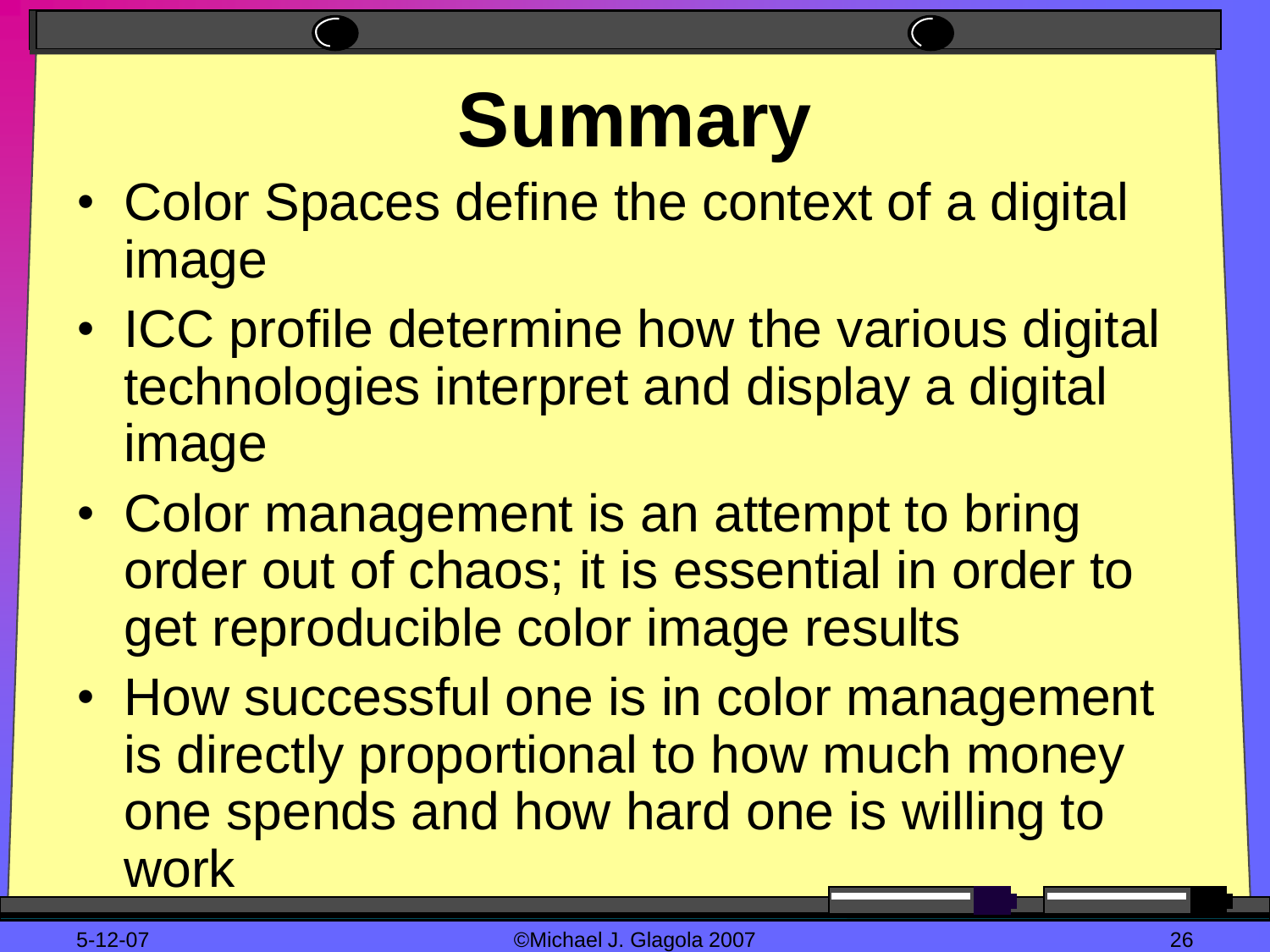# Summary

- Color Spaces define the context of a digital image
- ICC profile determine how the various digital technologies interpret and display a digital image
- Color management is an attempt to bring order out of chaos; it is essential in order to get reproducible color image results
- How successful one is in color management is directly proportional to how much money one spends and how hard one is willing to work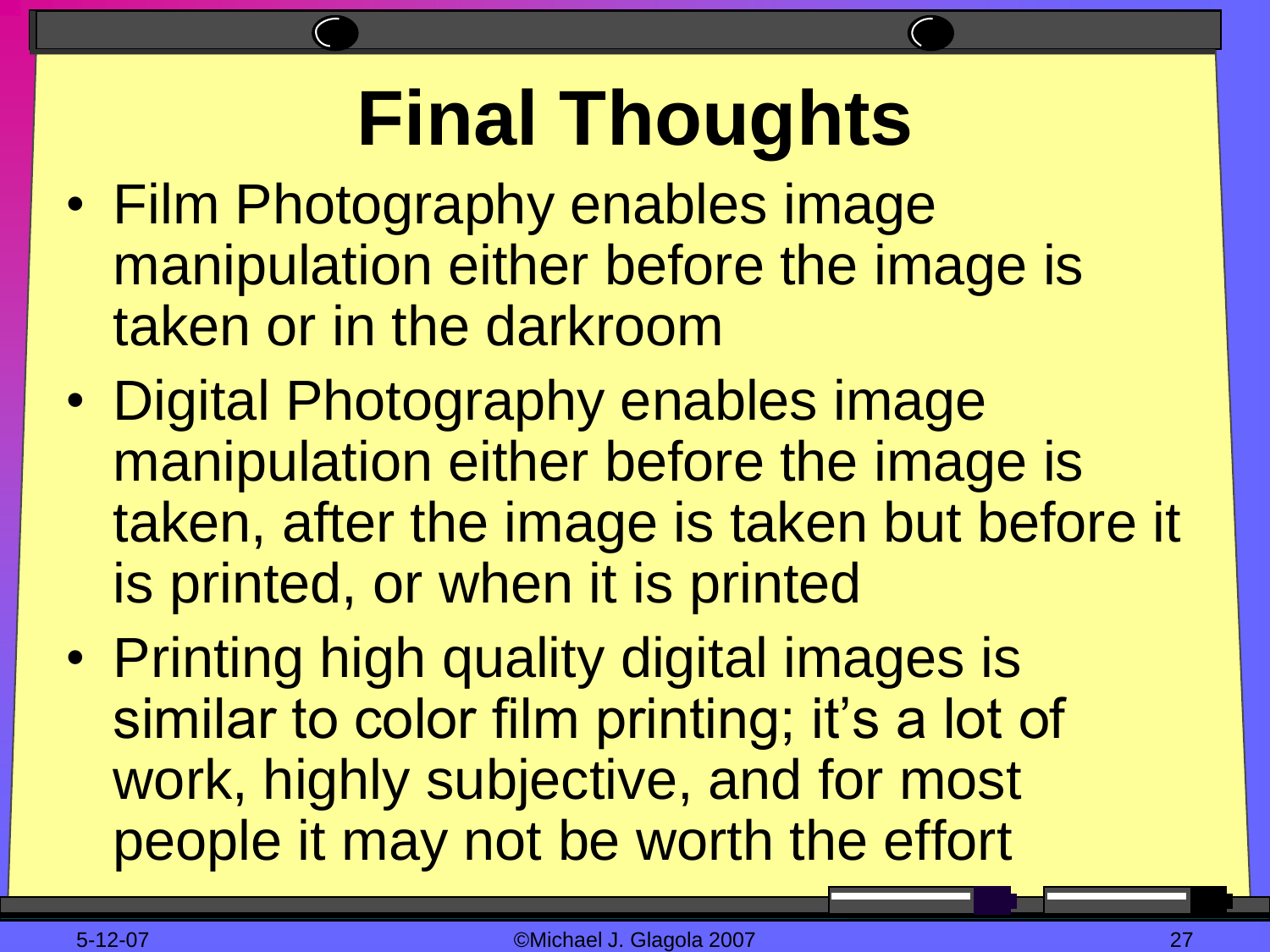# Final Thoughts

- Film Photography enables image manipulation either before the image is taken or in the darkroom
- Digital Photography enables image manipulation either before the image is taken, after the image is taken but before it is printed, or when it is printed
- Printing high quality digital images is similar to color film printing; it’s a lot of work, highly subjective, and for most people it may not be worth the effort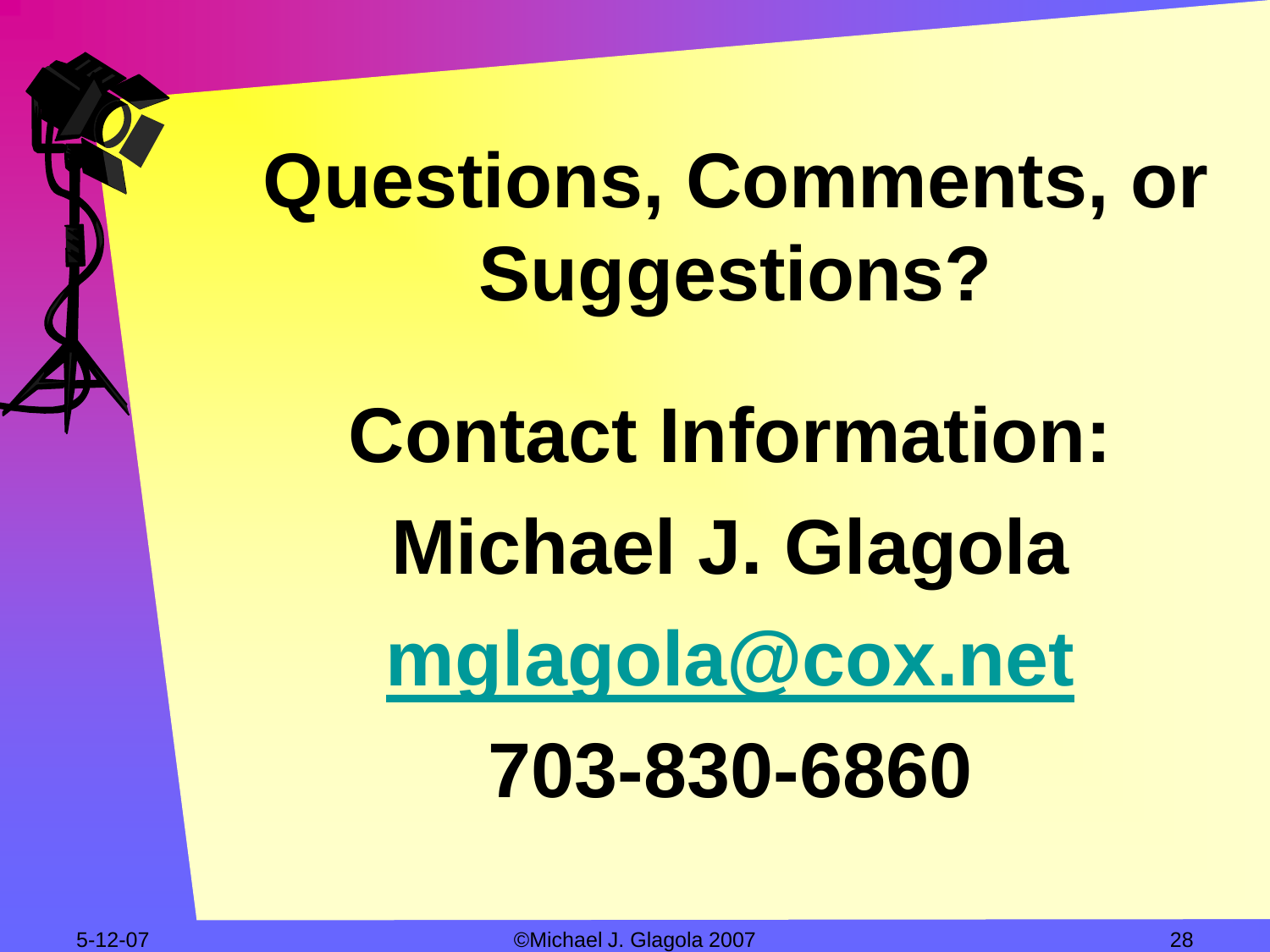# Questions, Comments, or Suggestions?

## Contact Information:

**Michael J. Glagola**

**mglagola@cox.net**

**703-830-6860**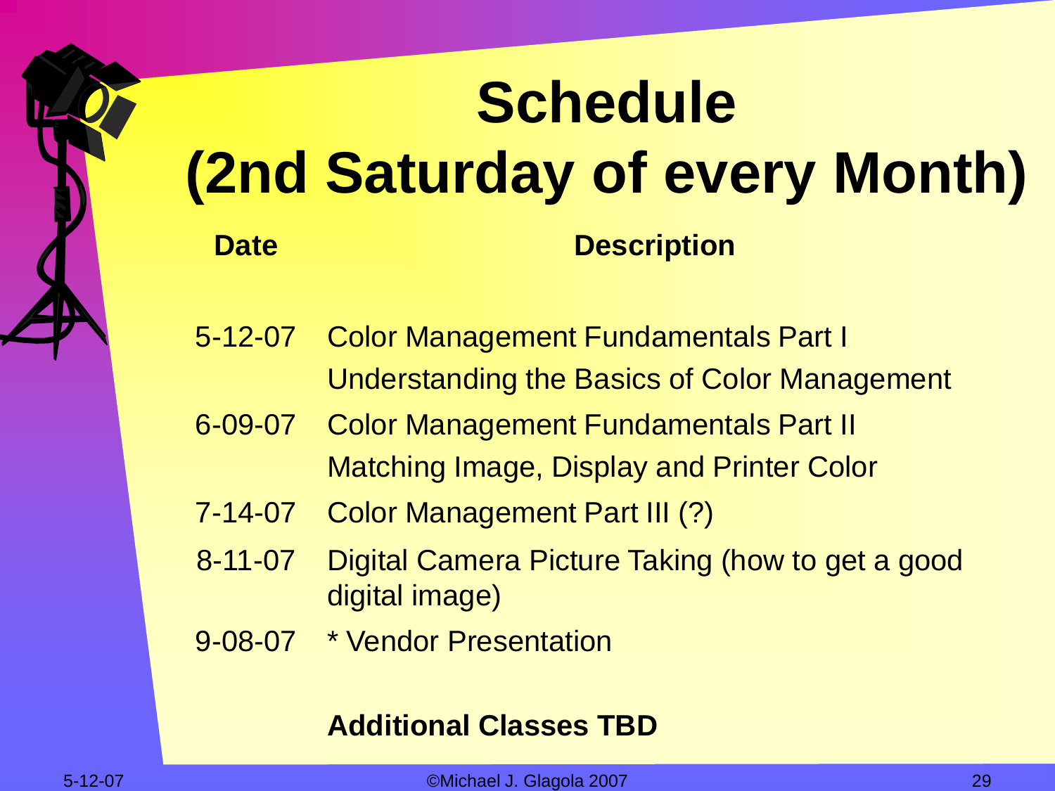# Schedule
# (2nd Saturday of every Month)

| Date | Description |
|---|---|
| 5-12-07 | Color Management Fundamentals Part I<br>Understanding the Basics of Color Management |
| 6-09-07 | Color Management Fundamentals Part II<br>Matching Image, Display and Printer Color |
| 7-14-07 | Color Management Part III (?) |
| 8-11-07 | Digital Camera Picture Taking (how to get a good digital image) |
| 9-08-07 | * Vendor Presentation |

**Additional Classes TBD**